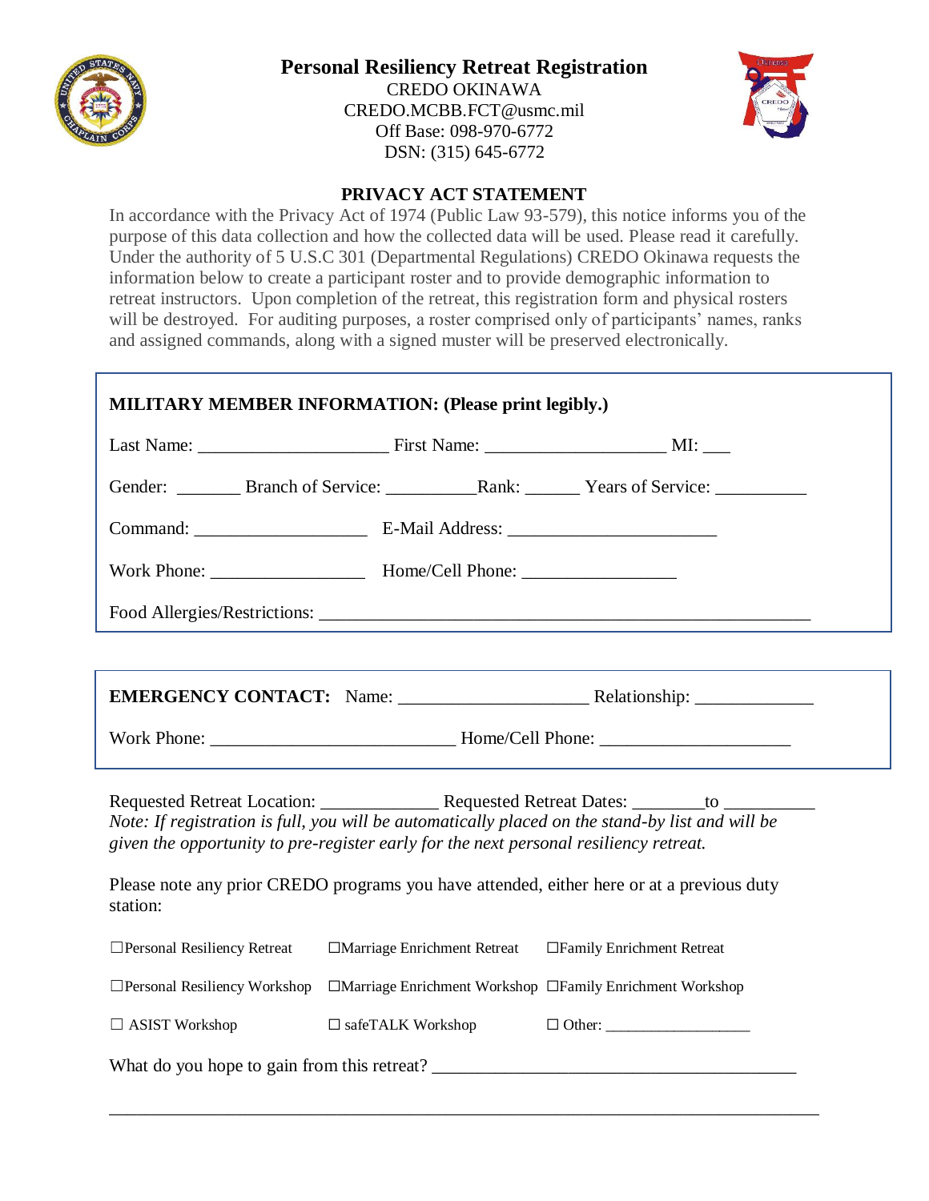# Personal Resiliency Retreat Registration

CREDO OKINAWA
CREDO.MCBB.FCT@usmc.mil
Off Base: 098-970-6772
DSN: (315) 645-6772

## PRIVACY ACT STATEMENT

In accordance with the Privacy Act of 1974 (Public Law 93-579), this notice informs you of the purpose of this data collection and how the collected data will be used. Please read it carefully. Under the authority of 5 U.S.C 301 (Departmental Regulations) CREDO Okinawa requests the information below to create a participant roster and to provide demographic information to retreat instructors. Upon completion of the retreat, this registration form and physical rosters will be destroyed. For auditing purposes, a roster comprised only of participants' names, ranks and assigned commands, along with a signed muster will be preserved electronically.

**MILITARY MEMBER INFORMATION: (Please print legibly.)**

Last Name: ____________________ First Name: ___________________ MI: ___

Gender: _______ Branch of Service: __________Rank: ______ Years of Service: __________

Command: __________________ E-Mail Address: ______________________

Work Phone: ________________ Home/Cell Phone: ________________

Food Allergies/Restrictions: ____________________________________________________

**EMERGENCY CONTACT:** Name: ____________________ Relationship: _____________

Work Phone: __________________________ Home/Cell Phone: ____________________

Requested Retreat Location: ____________ Requested Retreat Dates: ________to __________

*Note: If registration is full, you will be automatically placed on the stand-by list and will be given the opportunity to pre-register early for the next personal resiliency retreat.*

Please note any prior CREDO programs you have attended, either here or at a previous duty station:

☐Personal Resiliency Retreat ☐Marriage Enrichment Retreat ☐Family Enrichment Retreat

☐Personal Resiliency Workshop ☐Marriage Enrichment Workshop ☐Family Enrichment Workshop

☐ ASIST Workshop ☐ safeTALK Workshop ☐ Other: __________________

What do you hope to gain from this retreat? ______________________________________

_____________________________________________________________________________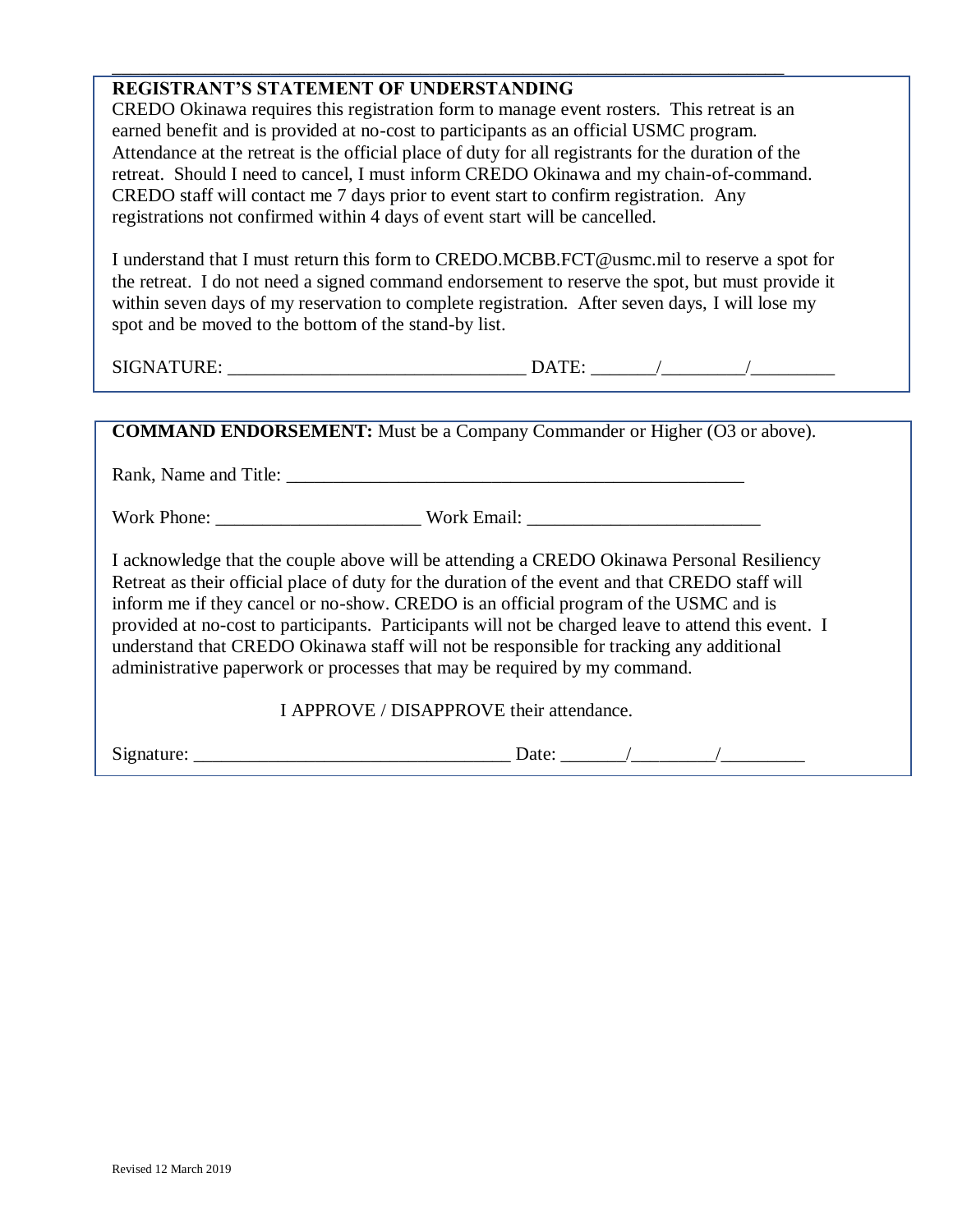## REGISTRANT'S STATEMENT OF UNDERSTANDING

CREDO Okinawa requires this registration form to manage event rosters. This retreat is an earned benefit and is provided at no-cost to participants as an official USMC program. Attendance at the retreat is the official place of duty for all registrants for the duration of the retreat. Should I need to cancel, I must inform CREDO Okinawa and my chain-of-command. CREDO staff will contact me 7 days prior to event start to confirm registration. Any registrations not confirmed within 4 days of event start will be cancelled.

I understand that I must return this form to CREDO.MCBB.FCT@usmc.mil to reserve a spot for the retreat. I do not need a signed command endorsement to reserve the spot, but must provide it within seven days of my reservation to complete registration. After seven days, I will lose my spot and be moved to the bottom of the stand-by list.

SIGNATURE: _______________________________ DATE: ______/________/________

**COMMAND ENDORSEMENT:** Must be a Company Commander or Higher (O3 or above).

Rank, Name and Title: ______________________________________________

Work Phone: _____________________ Work Email: ________________________

I acknowledge that the couple above will be attending a CREDO Okinawa Personal Resiliency Retreat as their official place of duty for the duration of the event and that CREDO staff will inform me if they cancel or no-show. CREDO is an official program of the USMC and is provided at no-cost to participants. Participants will not be charged leave to attend this event. I understand that CREDO Okinawa staff will not be responsible for tracking any additional administrative paperwork or processes that may be required by my command.

I APPROVE / DISAPPROVE their attendance.

Signature: _________________________________ Date: ______/________/________

Revised 12 March 2019